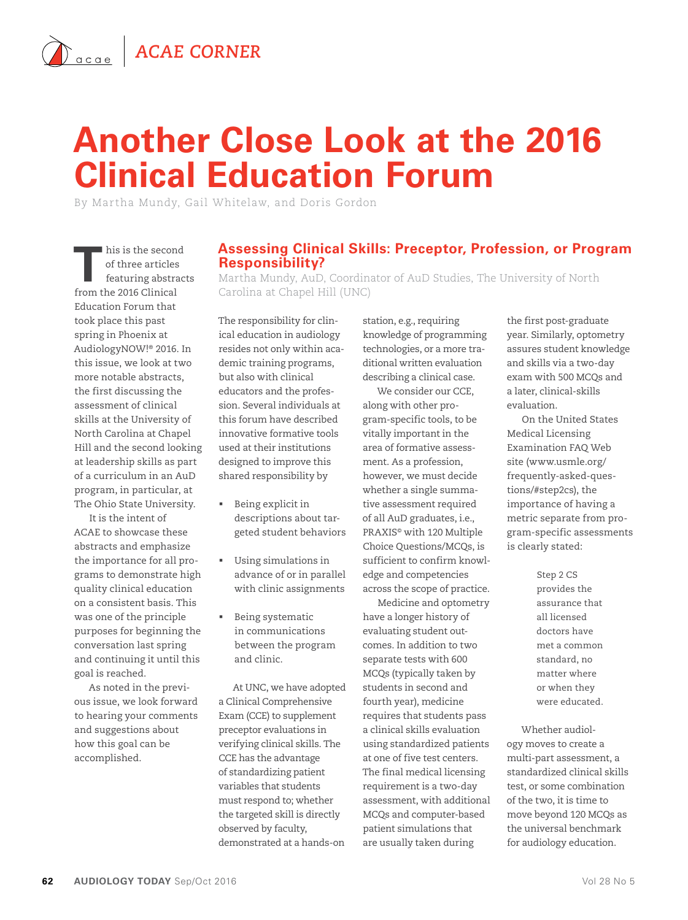ACAE CORNER

# Another Close Look at the 2016 Clinical Education Forum

By Martha Mundy, Gail Whitelaw, and Doris Gordon

This is the second of three articles featuring abstracts from the 2016 Clinical Education Forum that took place this past spring in Phoenix at AudiologyNOW!® 2016. In this issue, we look at two more notable abstracts, the first discussing the assessment of clinical skills at the University of North Carolina at Chapel Hill and the second looking at leadership skills as part of a curriculum in an AuD program, in particular, at The Ohio State University.

It is the intent of ACAE to showcase these abstracts and emphasize the importance for all programs to demonstrate high quality clinical education on a consistent basis. This was one of the principle purposes for beginning the conversation last spring and continuing it until this goal is reached.

As noted in the previous issue, we look forward to hearing your comments and suggestions about how this goal can be accomplished.

## Assessing Clinical Skills: Preceptor, Profession, or Program Responsibility?

Martha Mundy, AuD, Coordinator of AuD Studies, The University of North Carolina at Chapel Hill (UNC)

The responsibility for clinical education in audiology resides not only within academic training programs, but also with clinical educators and the profession. Several individuals at this forum have described innovative formative tools used at their institutions designed to improve this shared responsibility by

- Being explicit in descriptions about targeted student behaviors
- Using simulations in advance of or in parallel with clinic assignments
- Being systematic in communications between the program and clinic.

At UNC, we have adopted a Clinical Comprehensive Exam (CCE) to supplement preceptor evaluations in verifying clinical skills. The CCE has the advantage of standardizing patient variables that students must respond to; whether the targeted skill is directly observed by faculty, demonstrated at a hands-on station, e.g., requiring knowledge of programming technologies, or a more traditional written evaluation describing a clinical case.

We consider our CCE, along with other program-specific tools, to be vitally important in the area of formative assessment. As a profession, however, we must decide whether a single summative assessment required of all AuD graduates, i.e., PRAXIS® with 120 Multiple Choice Questions/MCQs, is sufficient to confirm knowledge and competencies across the scope of practice.

Medicine and optometry have a longer history of evaluating student outcomes. In addition to two separate tests with 600 MCQs (typically taken by students in second and fourth year), medicine requires that students pass a clinical skills evaluation using standardized patients at one of five test centers. The final medical licensing requirement is a two-day assessment, with additional MCQs and computer-based patient simulations that are usually taken during the first post-graduate year. Similarly, optometry assures student knowledge and skills via a two-day exam with 500 MCQs and a later, clinical-skills evaluation.

On the United States Medical Licensing Examination FAQ Web site (www.usmle.org/frequently-asked-questions/#step2cs), the importance of having a metric separate from program-specific assessments is clearly stated:

> Step 2 CS provides the assurance that all licensed doctors have met a common standard, no matter where or when they were educated.

Whether audiology moves to create a multi-part assessment, a standardized clinical skills test, or some combination of the two, it is time to move beyond 120 MCQs as the universal benchmark for audiology education.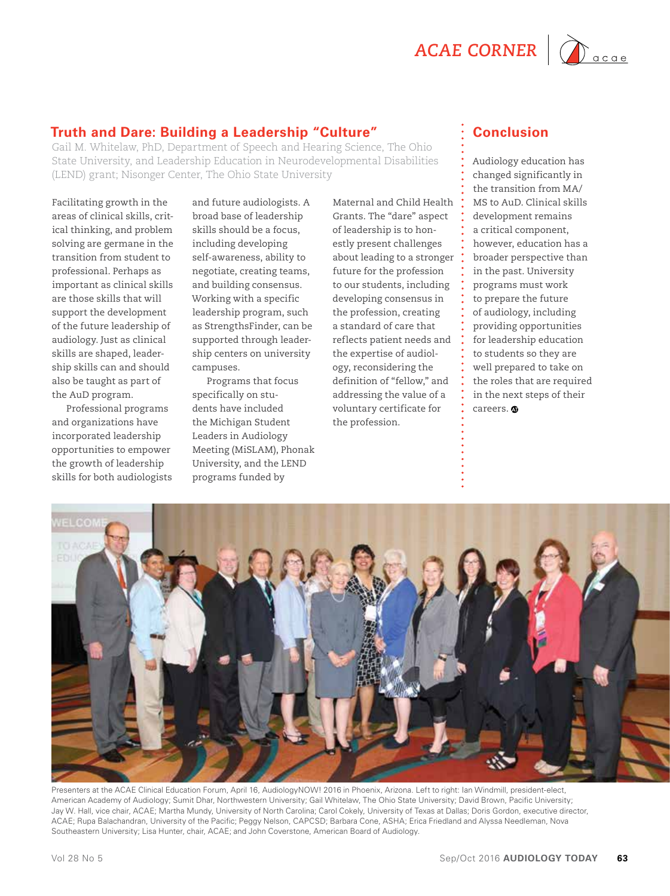## Truth and Dare: Building a Leadership "Culture"

Gail M. Whitelaw, PhD, Department of Speech and Hearing Science, The Ohio State University, and Leadership Education in Neurodevelopmental Disabilities (LEND) grant; Nisonger Center, The Ohio State University

Facilitating growth in the areas of clinical skills, critical thinking, and problem solving are germane in the transition from student to professional. Perhaps as important as clinical skills are those skills that will support the development of the future leadership of audiology. Just as clinical skills are shaped, leadership skills can and should also be taught as part of the AuD program.

Professional programs and organizations have incorporated leadership opportunities to empower the growth of leadership skills for both audiologists and future audiologists. A broad base of leadership skills should be a focus, including developing self-awareness, ability to negotiate, creating teams, and building consensus. Working with a specific leadership program, such as StrengthsFinder, can be supported through leadership centers on university campuses.

Programs that focus specifically on students have included the Michigan Student Leaders in Audiology Meeting (MiSLAM), Phonak University, and the LEND programs funded by Maternal and Child Health Grants. The "dare" aspect of leadership is to honestly present challenges about leading to a stronger future for the profession to our students, including developing consensus in the profession, creating a standard of care that reflects patient needs and the expertise of audiology, reconsidering the definition of "fellow," and addressing the value of a voluntary certificate for the profession.

## Conclusion

Audiology education has changed significantly in the transition from MA/MS to AuD. Clinical skills development remains a critical component, however, education has a broader perspective than in the past. University programs must work to prepare the future of audiology, including providing opportunities for leadership education to students so they are well prepared to take on the roles that are required in the next steps of their careers.

Presenters at the ACAE Clinical Education Forum, April 16, AudiologyNOW! 2016 in Phoenix, Arizona. Left to right: Ian Windmill, president-elect, American Academy of Audiology; Sumit Dhar, Northwestern University; Gail Whitelaw, The Ohio State University; David Brown, Pacific University; Jay W. Hall, vice chair, ACAE; Martha Mundy, University of North Carolina; Carol Cokely, University of Texas at Dallas; Doris Gordon, executive director, ACAE; Rupa Balachandran, University of the Pacific; Peggy Nelson, CAPCSD; Barbara Cone, ASHA; Erica Friedland and Alyssa Needleman, Nova Southeastern University; Lisa Hunter, chair, ACAE; and John Coverstone, American Board of Audiology.